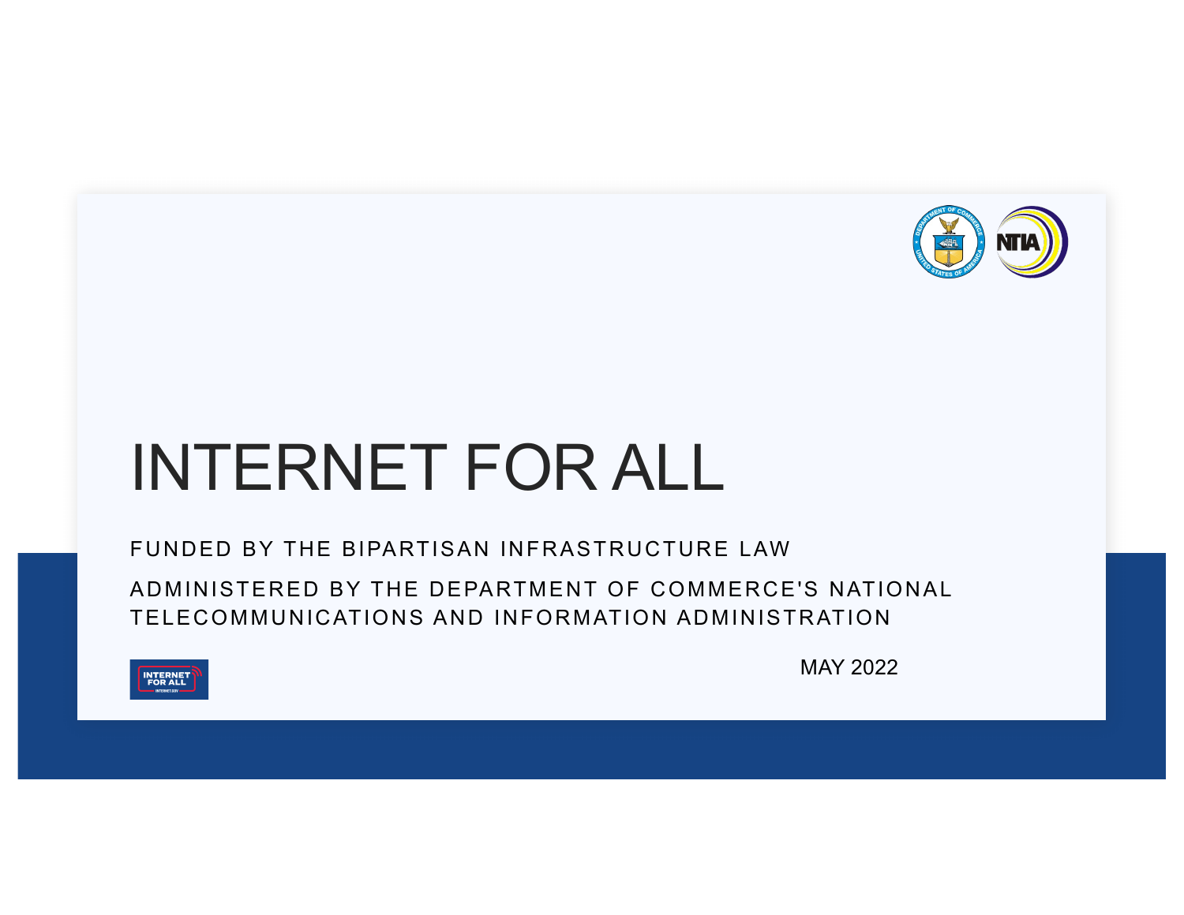# INTERNET FOR ALL

FUNDED BY THE BIPARTISAN INFRASTRUCTURE LAW

ADMINISTERED BY THE DEPARTMENT OF COMMERCE'S NATIONAL TELECOMMUNICATIONS AND INFORMATION ADMINISTRATION

MAY 2022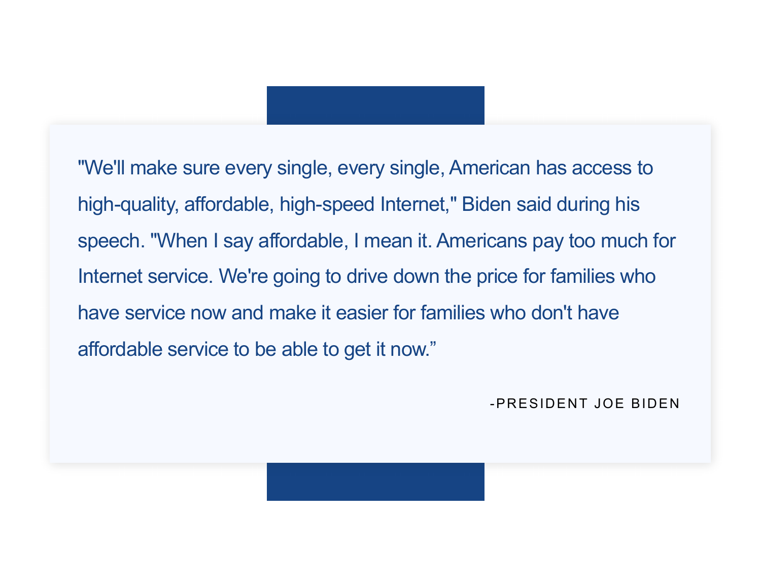> "We'll make sure every single, every single, American has access to high-quality, affordable, high-speed Internet," Biden said during his speech. "When I say affordable, I mean it. Americans pay too much for Internet service. We're going to drive down the price for families who have service now and make it easier for families who don't have affordable service to be able to get it now."
>
> -PRESIDENT JOE BIDEN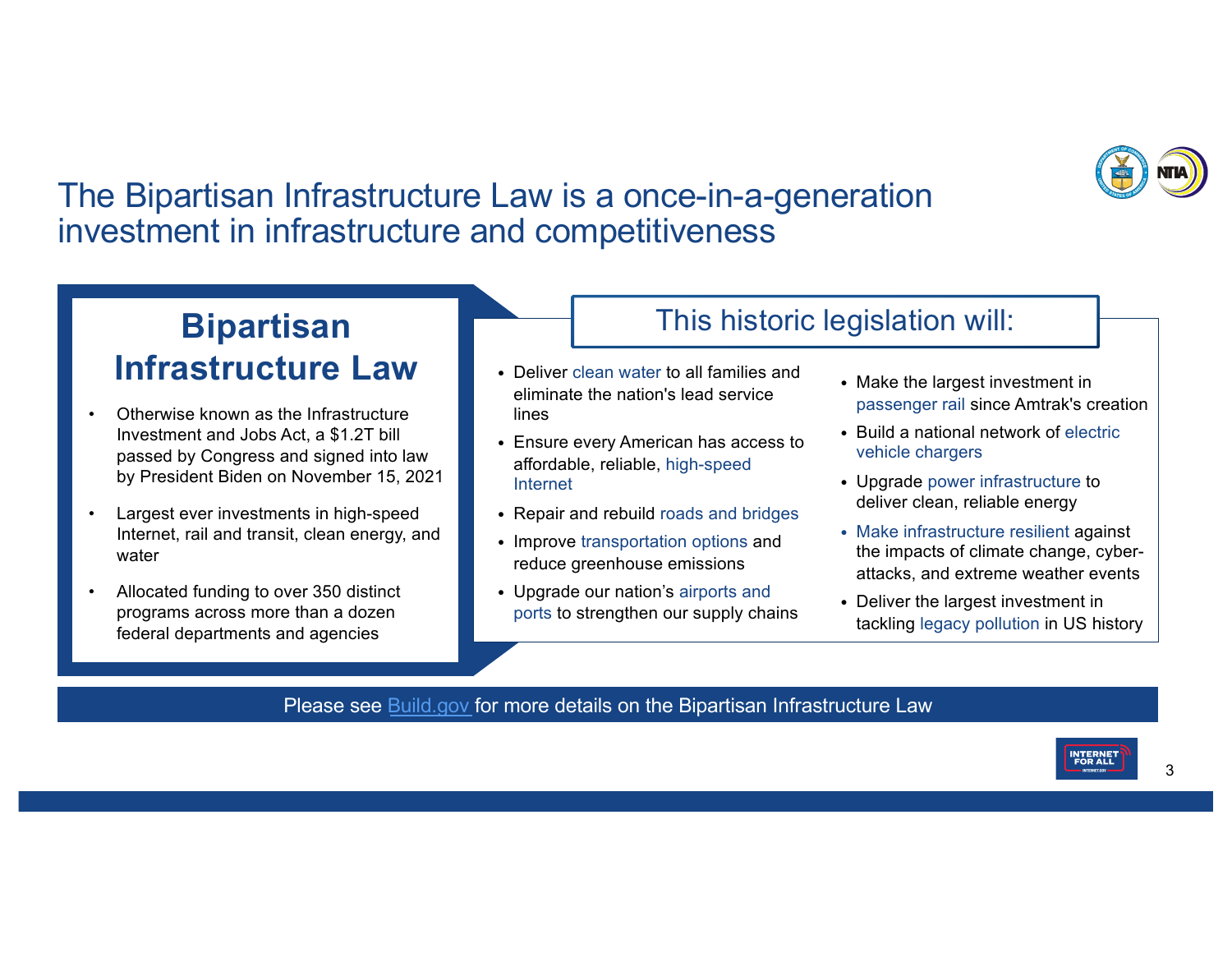# The Bipartisan Infrastructure Law is a once-in-a-generation investment in infrastructure and competitiveness

## Bipartisan Infrastructure Law

- Otherwise known as the Infrastructure Investment and Jobs Act, a $1.2T bill passed by Congress and signed into law by President Biden on November 15, 2021
- Largest ever investments in high-speed Internet, rail and transit, clean energy, and water
- Allocated funding to over 350 distinct programs across more than a dozen federal departments and agencies

## This historic legislation will:

- Deliver clean water to all families and eliminate the nation's lead service lines
- Ensure every American has access to affordable, reliable, high-speed Internet
- Repair and rebuild roads and bridges
- Improve transportation options and reduce greenhouse emissions
- Upgrade our nation's airports and ports to strengthen our supply chains
- Make the largest investment in passenger rail since Amtrak's creation
- Build a national network of electric vehicle chargers
- Upgrade power infrastructure to deliver clean, reliable energy
- Make infrastructure resilient against the impacts of climate change, cyber-attacks, and extreme weather events
- Deliver the largest investment in tackling legacy pollution in US history

Please see [Build.gov](https://build.gov) for more details on the Bipartisan Infrastructure Law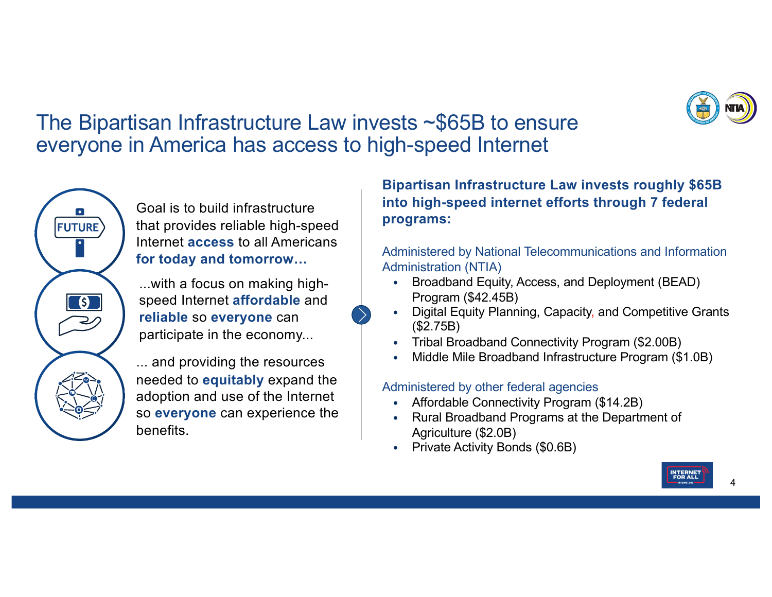# The Bipartisan Infrastructure Law invests ~$65B to ensure everyone in America has access to high-speed Internet

Goal is to build infrastructure that provides reliable high-speed Internet **access** to all Americans **for today and tomorrow…**

...with a focus on making high-speed Internet **affordable** and **reliable** so **everyone** can participate in the economy...

... and providing the resources needed to **equitably** expand the adoption and use of the Internet so **everyone** can experience the benefits.

**Bipartisan Infrastructure Law invests roughly $65B into high-speed internet efforts through 7 federal programs:**

Administered by National Telecommunications and Information Administration (NTIA)

- Broadband Equity, Access, and Deployment (BEAD) Program ($42.45B)
- Digital Equity Planning, Capacity, and Competitive Grants ($2.75B)
- Tribal Broadband Connectivity Program ($2.00B)
- Middle Mile Broadband Infrastructure Program ($1.0B)

Administered by other federal agencies

- Affordable Connectivity Program ($14.2B)
- Rural Broadband Programs at the Department of Agriculture ($2.0B)
- Private Activity Bonds ($0.6B)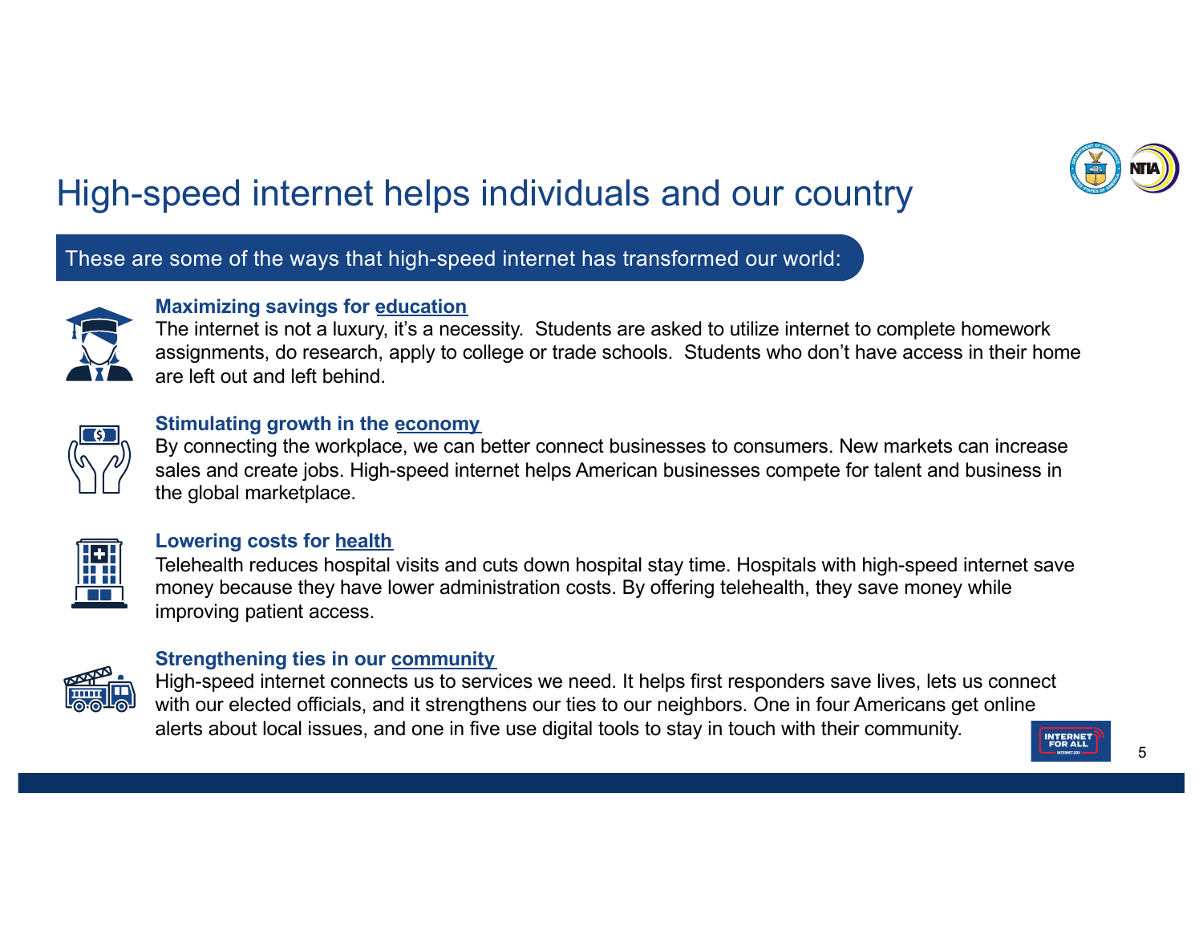# High-speed internet helps individuals and our country

These are some of the ways that high-speed internet has transformed our world:

**Maximizing savings for education**
The internet is not a luxury, it's a necessity. Students are asked to utilize internet to complete homework assignments, do research, apply to college or trade schools. Students who don't have access in their home are left out and left behind.

**Stimulating growth in the economy**
By connecting the workplace, we can better connect businesses to consumers. New markets can increase sales and create jobs. High-speed internet helps American businesses compete for talent and business in the global marketplace.

**Lowering costs for health**
Telehealth reduces hospital visits and cuts down hospital stay time. Hospitals with high-speed internet save money because they have lower administration costs. By offering telehealth, they save money while improving patient access.

**Strengthening ties in our community**
High-speed internet connects us to services we need. It helps first responders save lives, lets us connect with our elected officials, and it strengthens our ties to our neighbors. One in four Americans get online alerts about local issues, and one in five use digital tools to stay in touch with their community.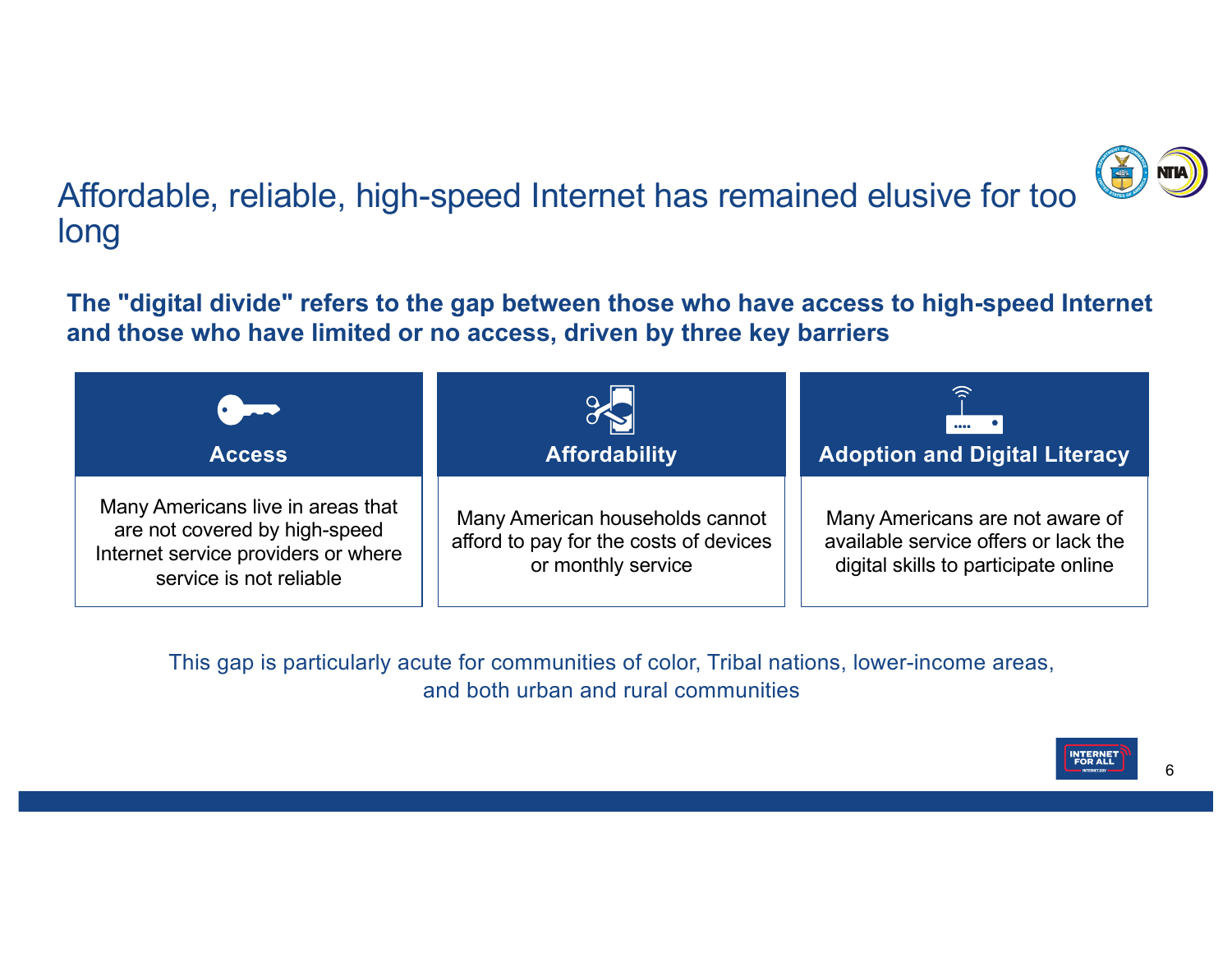# Affordable, reliable, high-speed Internet has remained elusive for too long

**The "digital divide" refers to the gap between those who have access to high-speed Internet and those who have limited or no access, driven by three key barriers**

### Access

Many Americans live in areas that are not covered by high-speed Internet service providers or where service is not reliable

### Affordability

Many American households cannot afford to pay for the costs of devices or monthly service

### Adoption and Digital Literacy

Many Americans are not aware of available service offers or lack the digital skills to participate online

This gap is particularly acute for communities of color, Tribal nations, lower-income areas, and both urban and rural communities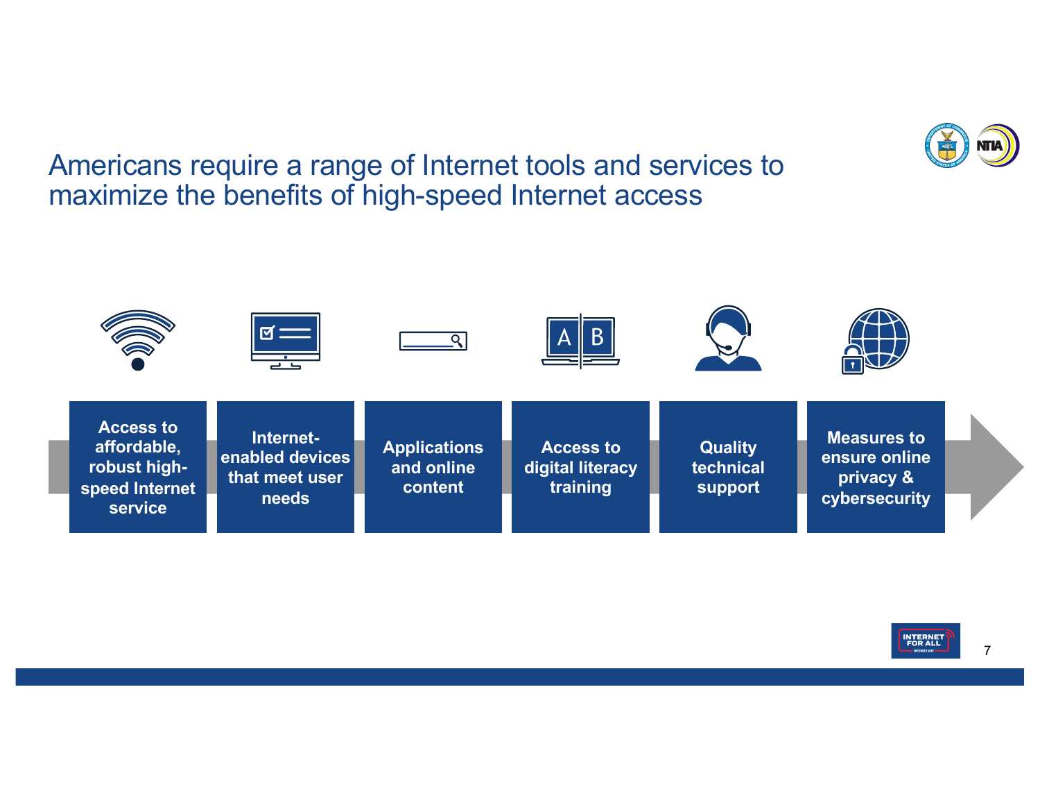# Americans require a range of Internet tools and services to maximize the benefits of high-speed Internet access

- **Access to affordable, robust high-speed Internet service**
- **Internet-enabled devices that meet user needs**
- **Applications and online content**
- **Access to digital literacy training**
- **Quality technical support**
- **Measures to ensure online privacy & cybersecurity**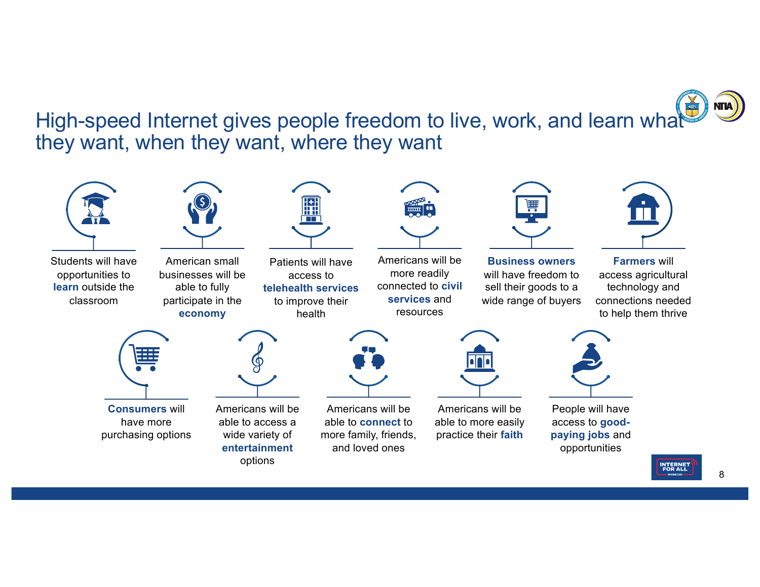# High-speed Internet gives people freedom to live, work, and learn what they want, when they want, where they want

- Students will have opportunities to **learn** outside the classroom
- American small businesses will be able to fully participate in the **economy**
- Patients will have access to **telehealth services** to improve their health
- Americans will be more readily connected to **civil services** and resources
- **Business owners** will have freedom to sell their goods to a wide range of buyers
- **Farmers** will access agricultural technology and connections needed to help them thrive
- **Consumers** will have more purchasing options
- Americans will be able to access a wide variety of **entertainment** options
- Americans will be able to **connect** to more family, friends, and loved ones
- Americans will be able to more easily practice their **faith**
- People will have access to **good-paying jobs** and opportunities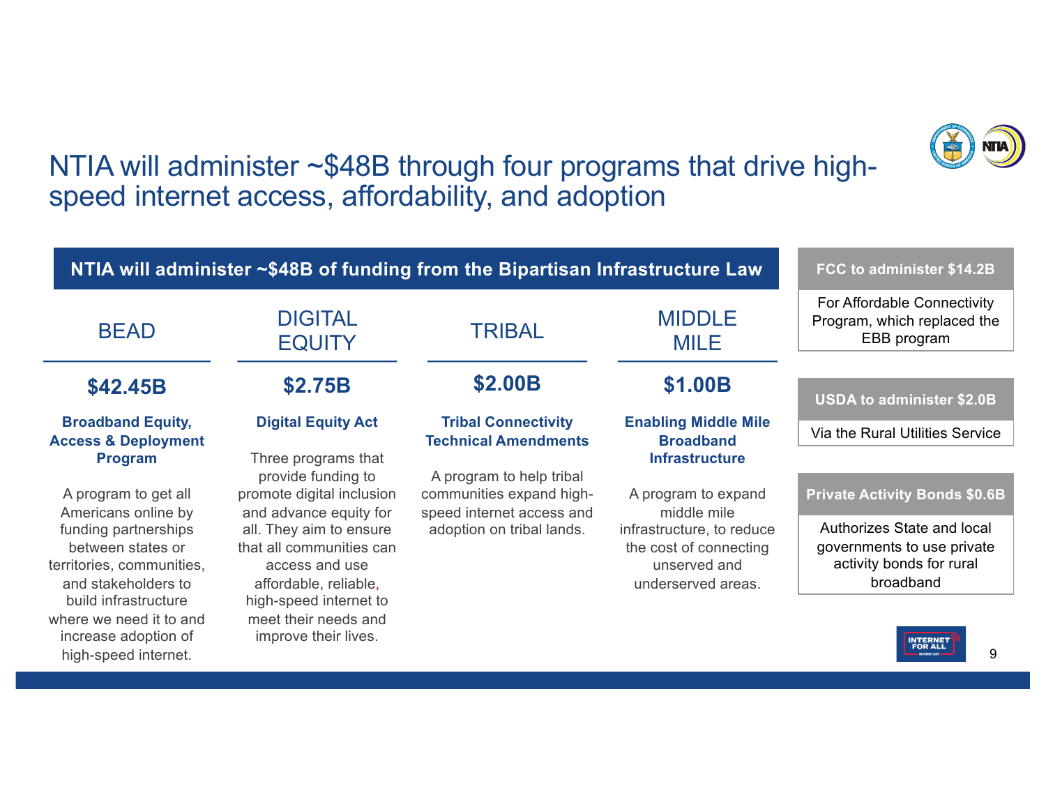# NTIA will administer ~$48B through four programs that drive high-speed internet access, affordability, and adoption

## NTIA will administer ~$48B of funding from the Bipartisan Infrastructure Law

### BEAD

**$42.45B**

**Broadband Equity, Access & Deployment Program**

A program to get all Americans online by funding partnerships between states or territories, communities, and stakeholders to build infrastructure where we need it to and increase adoption of high-speed internet.

### DIGITAL EQUITY

**$2.75B**

**Digital Equity Act**

Three programs that provide funding to promote digital inclusion and advance equity for all. They aim to ensure that all communities can access and use affordable, reliable, high-speed internet to meet their needs and improve their lives.

### TRIBAL

**$2.00B**

**Tribal Connectivity Technical Amendments**

A program to help tribal communities expand high-speed internet access and adoption on tribal lands.

### MIDDLE MILE

**$1.00B**

**Enabling Middle Mile Broadband Infrastructure**

A program to expand middle mile infrastructure, to reduce the cost of connecting unserved and underserved areas.

---

**FCC to administer $14.2B**

For Affordable Connectivity Program, which replaced the EBB program

**USDA to administer $2.0B**

Via the Rural Utilities Service

**Private Activity Bonds $0.6B**

Authorizes State and local governments to use private activity bonds for rural broadband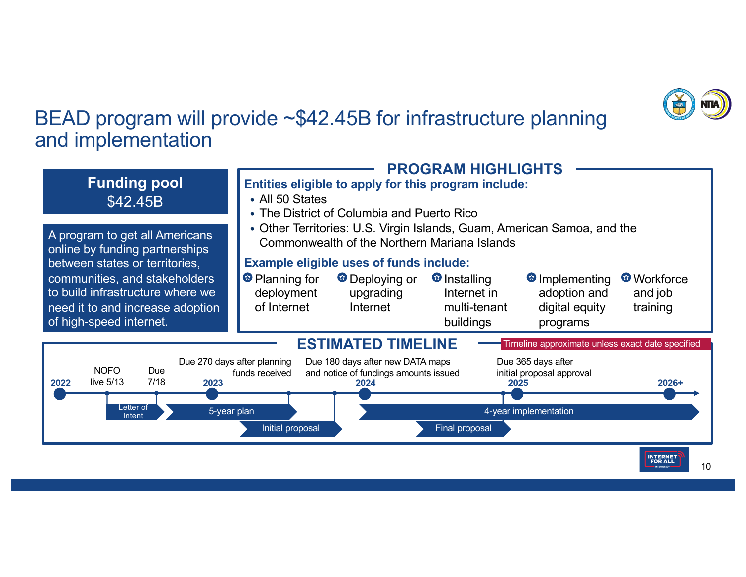# BEAD program will provide ~$42.45B for infrastructure planning and implementation

**Funding pool**
$42.45B

A program to get all Americans online by funding partnerships between states or territories, communities, and stakeholders to build infrastructure where we need it to and increase adoption of high-speed internet.

## PROGRAM HIGHLIGHTS

**Entities eligible to apply for this program include:**

- All 50 States
- The District of Columbia and Puerto Rico
- Other Territories: U.S. Virgin Islands, Guam, American Samoa, and the Commonwealth of the Northern Mariana Islands

**Example eligible uses of funds include:**

- Planning for deployment of Internet
- Deploying or upgrading Internet
- Installing Internet in multi-tenant buildings
- Implementing adoption and digital equity programs
- Workforce and job training

## ESTIMATED TIMELINE

Timeline approximate unless exact date specified

- 2022
- NOFO live 5/13
- Due 7/18
- Letter of Intent
- 2023
- Due 270 days after planning funds received
- 5-year plan
- Initial proposal
- Due 180 days after new DATA maps and notice of fundings amounts issued
- 2024
- Final proposal
- Due 365 days after initial proposal approval
- 2025
- 4-year implementation
- 2026+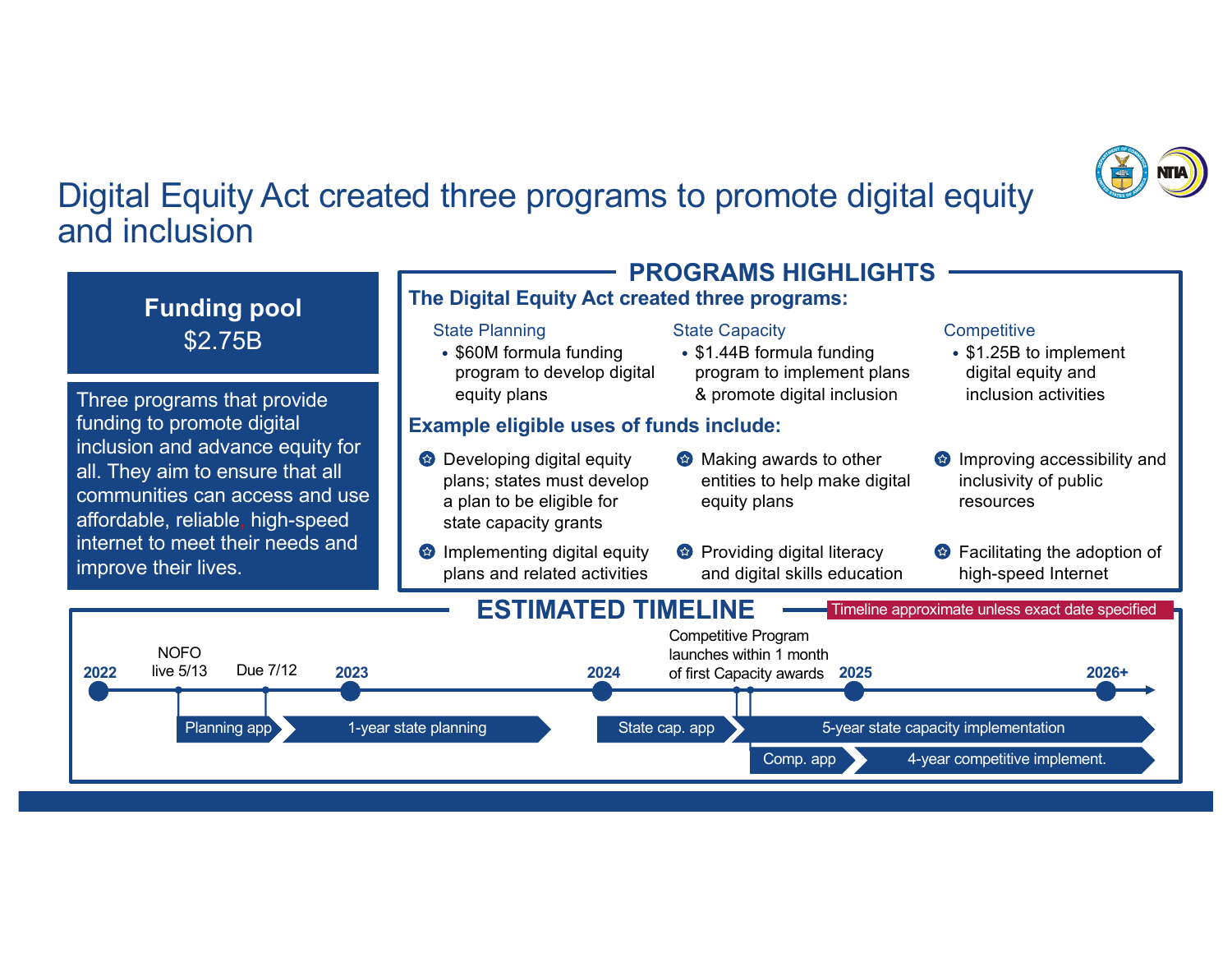# Digital Equity Act created three programs to promote digital equity and inclusion

## Funding pool

$2.75B

Three programs that provide funding to promote digital inclusion and advance equity for all. They aim to ensure that all communities can access and use affordable, reliable, high-speed internet to meet their needs and improve their lives.

## PROGRAMS HIGHLIGHTS

### The Digital Equity Act created three programs:

State Planning

- $60M formula funding program to develop digital equity plans

State Capacity

- $1.44B formula funding program to implement plans & promote digital inclusion

Competitive

- $1.25B to implement digital equity and inclusion activities

### Example eligible uses of funds include:

- Developing digital equity plans; states must develop a plan to be eligible for state capacity grants
- Making awards to other entities to help make digital equity plans
- Improving accessibility and inclusivity of public resources
- Implementing digital equity plans and related activities
- Providing digital literacy and digital skills education
- Facilitating the adoption of high-speed Internet

## ESTIMATED TIMELINE

Timeline approximate unless exact date specified

- 2022
- NOFO live 5/13
- Due 7/12
- Planning app
- 2023
- 1-year state planning
- 2024
- State cap. app
- Competitive Program launches within 1 month of first Capacity awards
- Comp. app
- 2025
- 5-year state capacity implementation
- 4-year competitive implement.
- 2026+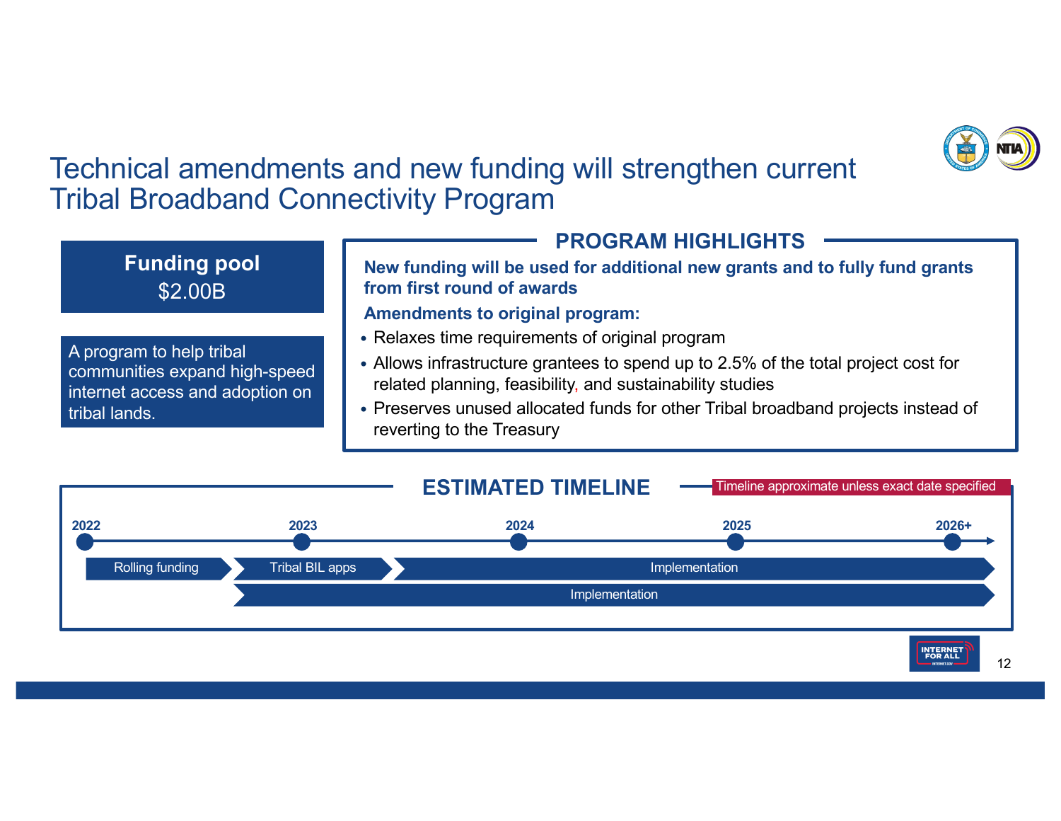# Technical amendments and new funding will strengthen current Tribal Broadband Connectivity Program

**Funding pool**
$2.00B

A program to help tribal communities expand high-speed internet access and adoption on tribal lands.

## PROGRAM HIGHLIGHTS

**New funding will be used for additional new grants and to fully fund grants from first round of awards**

**Amendments to original program:**

- Relaxes time requirements of original program
- Allows infrastructure grantees to spend up to 2.5% of the total project cost for related planning, feasibility, and sustainability studies
- Preserves unused allocated funds for other Tribal broadband projects instead of reverting to the Treasury

## ESTIMATED TIMELINE

Timeline approximate unless exact date specified

2022 | 2023 | 2024 | 2025 | 2026+

- Rolling funding (2022–2023)
- Tribal BIL apps (2023)
- Implementation (2023/2024–2026+)
- Implementation (2023–2026+)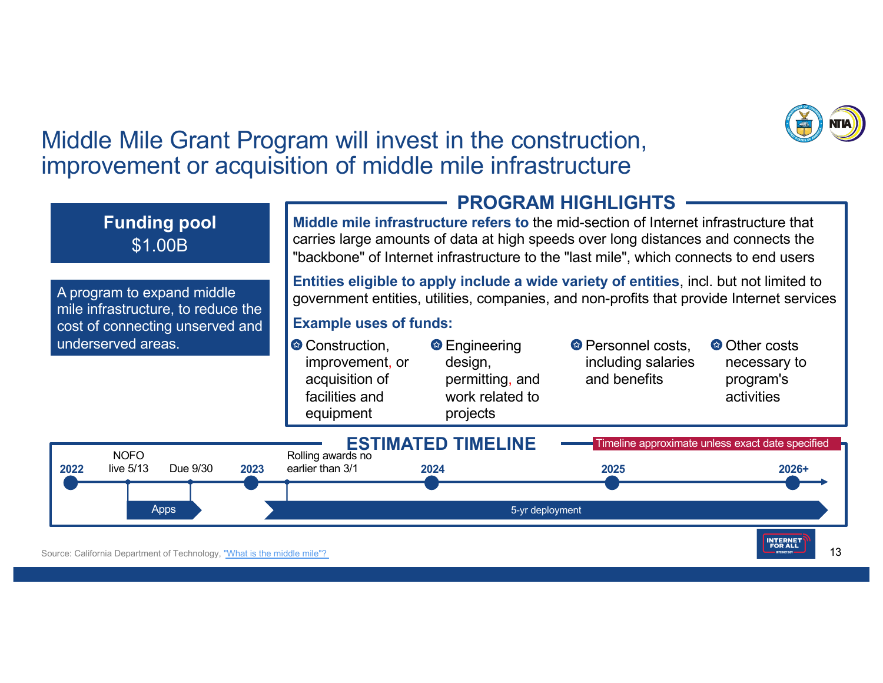# Middle Mile Grant Program will invest in the construction, improvement or acquisition of middle mile infrastructure

**Funding pool**
$1.00B

A program to expand middle mile infrastructure, to reduce the cost of connecting unserved and underserved areas.

## PROGRAM HIGHLIGHTS

**Middle mile infrastructure refers to** the mid-section of Internet infrastructure that carries large amounts of data at high speeds over long distances and connects the "backbone" of Internet infrastructure to the "last mile", which connects to end users

**Entities eligible to apply include a wide variety of entities**, incl. but not limited to government entities, utilities, companies, and non-profits that provide Internet services

**Example uses of funds:**

- Construction, improvement, or acquisition of facilities and equipment
- Engineering design, permitting, and work related to projects
- Personnel costs, including salaries and benefits
- Other costs necessary to program's activities

## ESTIMATED TIMELINE

Timeline approximate unless exact date specified

- 2022
  - NOFO live 5/13
  - Due 9/30
  - Apps
- 2023
  - Rolling awards no earlier than 3/1
  - 5-yr deployment
- 2024
- 2025
- 2026+

Source: California Department of Technology, "What is the middle mile"?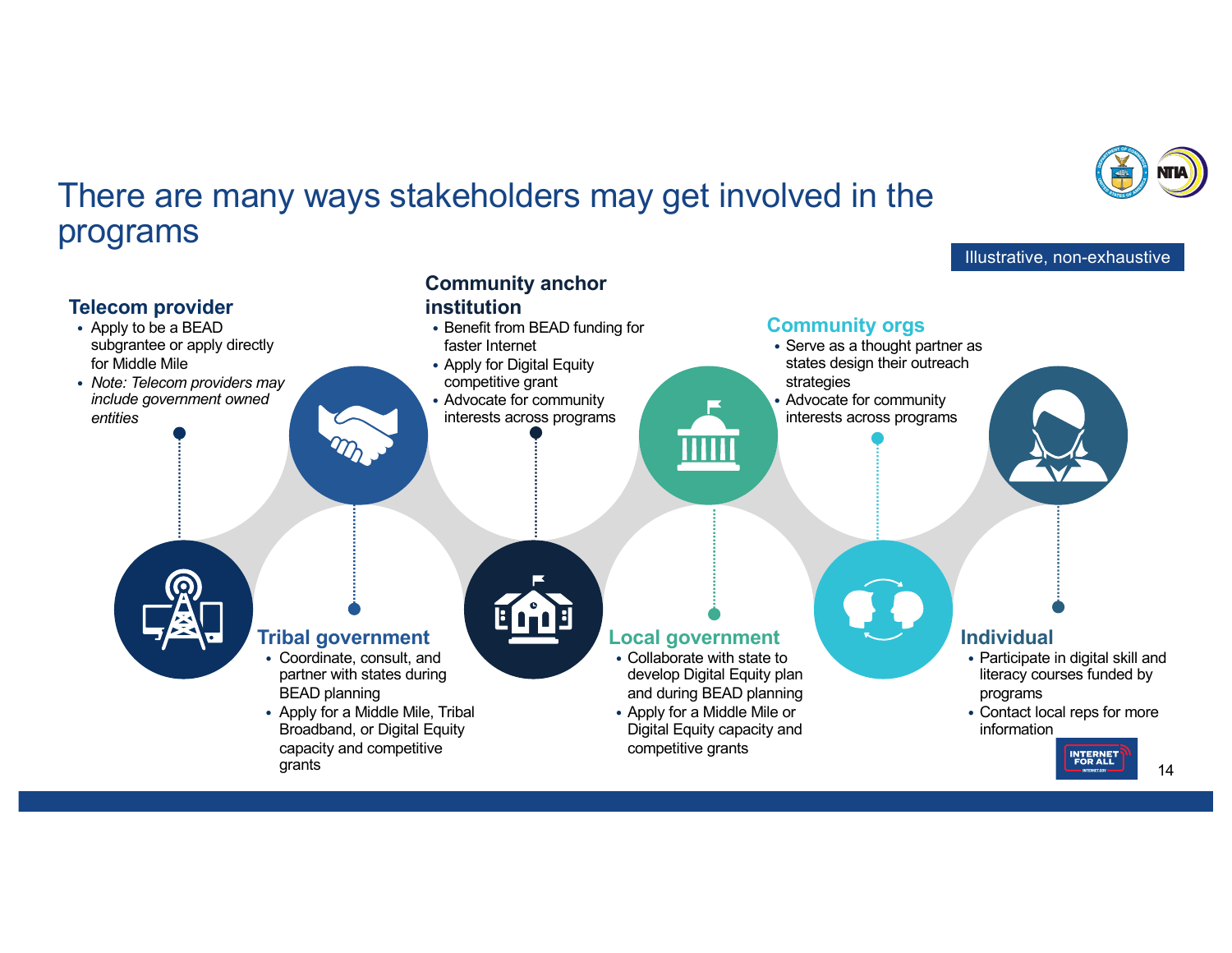# There are many ways stakeholders may get involved in the programs

Illustrative, non-exhaustive

### Telecom provider

- Apply to be a BEAD subgrantee or apply directly for Middle Mile
- *Note: Telecom providers may include government owned entities*

### Tribal government

- Coordinate, consult, and partner with states during BEAD planning
- Apply for a Middle Mile, Tribal Broadband, or Digital Equity capacity and competitive grants

### Community anchor institution

- Benefit from BEAD funding for faster Internet
- Apply for Digital Equity competitive grant
- Advocate for community interests across programs

### Local government

- Collaborate with state to develop Digital Equity plan and during BEAD planning
- Apply for a Middle Mile or Digital Equity capacity and competitive grants

### Community orgs

- Serve as a thought partner as states design their outreach strategies
- Advocate for community interests across programs

### Individual

- Participate in digital skill and literacy courses funded by programs
- Contact local reps for more information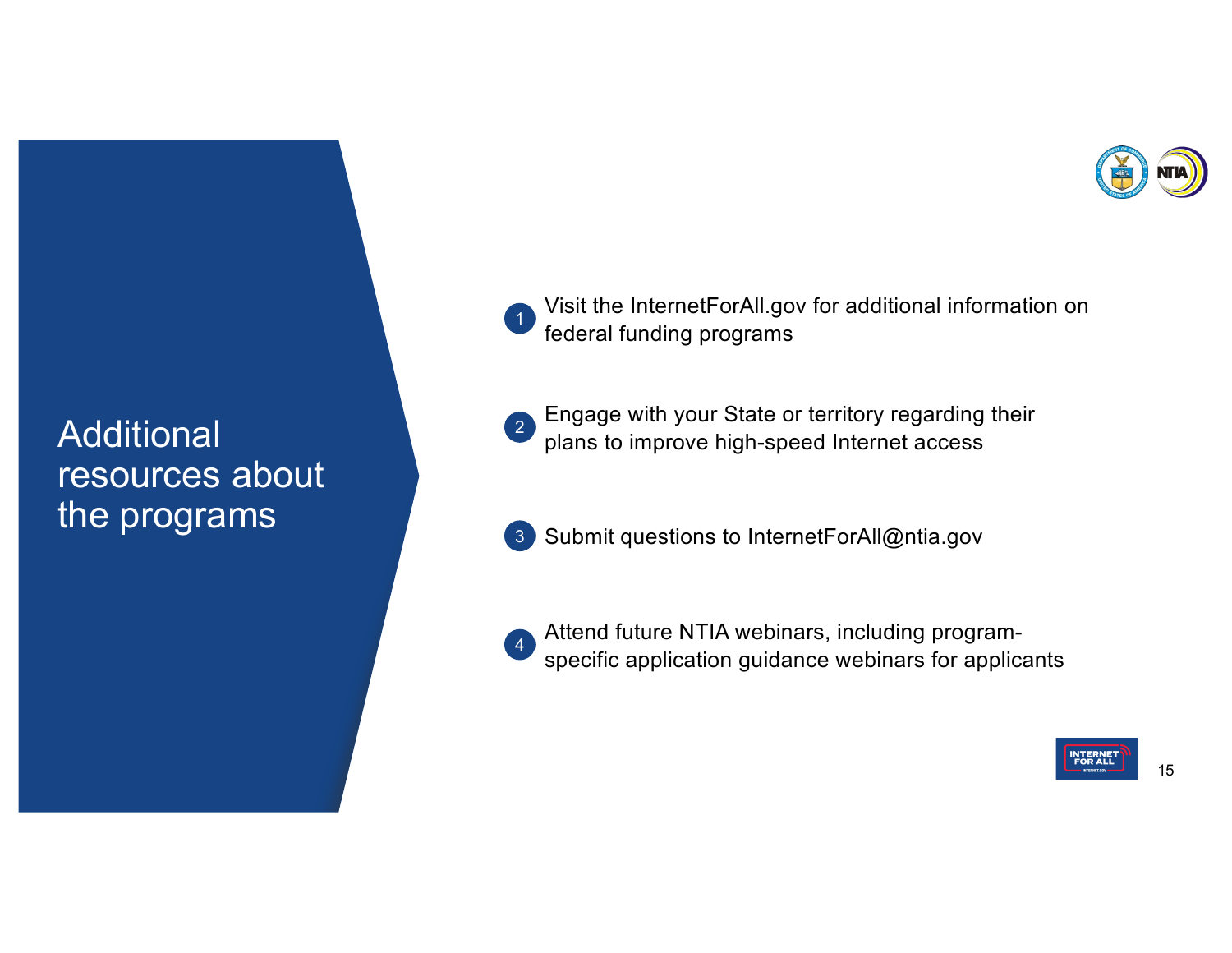# Additional resources about the programs

1. Visit the InternetForAll.gov for additional information on federal funding programs
2. Engage with your State or territory regarding their plans to improve high-speed Internet access
3. Submit questions to InternetForAll@ntia.gov
4. Attend future NTIA webinars, including program-specific application guidance webinars for applicants